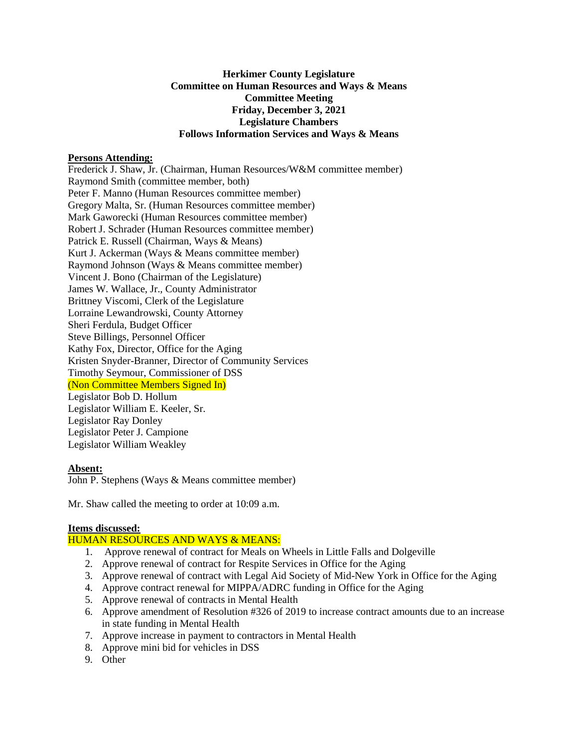**Herkimer County Legislature**
**Committee on Human Resources and Ways & Means**
**Committee Meeting**
**Friday, December 3, 2021**
**Legislature Chambers**
**Follows Information Services and Ways & Means**

**Persons Attending:**

Frederick J. Shaw, Jr. (Chairman, Human Resources/W&M committee member)
Raymond Smith (committee member, both)
Peter F. Manno (Human Resources committee member)
Gregory Malta, Sr. (Human Resources committee member)
Mark Gaworecki (Human Resources committee member)
Robert J. Schrader (Human Resources committee member)
Patrick E. Russell (Chairman, Ways & Means)
Kurt J. Ackerman (Ways & Means committee member)
Raymond Johnson (Ways & Means committee member)
Vincent J. Bono (Chairman of the Legislature)
James W. Wallace, Jr., County Administrator
Brittney Viscomi, Clerk of the Legislature
Lorraine Lewandrowski, County Attorney
Sheri Ferdula, Budget Officer
Steve Billings, Personnel Officer
Kathy Fox, Director, Office for the Aging
Kristen Snyder-Branner, Director of Community Services
Timothy Seymour, Commissioner of DSS
(Non Committee Members Signed In)
Legislator Bob D. Hollum
Legislator William E. Keeler, Sr.
Legislator Ray Donley
Legislator Peter J. Campione
Legislator William Weakley

**Absent:**

John P. Stephens (Ways & Means committee member)

Mr. Shaw called the meeting to order at 10:09 a.m.

**Items discussed:**

HUMAN RESOURCES AND WAYS & MEANS:

1. Approve renewal of contract for Meals on Wheels in Little Falls and Dolgeville
2. Approve renewal of contract for Respite Services in Office for the Aging
3. Approve renewal of contract with Legal Aid Society of Mid-New York in Office for the Aging
4. Approve contract renewal for MIPPA/ADRC funding in Office for the Aging
5. Approve renewal of contracts in Mental Health
6. Approve amendment of Resolution #326 of 2019 to increase contract amounts due to an increase in state funding in Mental Health
7. Approve increase in payment to contractors in Mental Health
8. Approve mini bid for vehicles in DSS
9. Other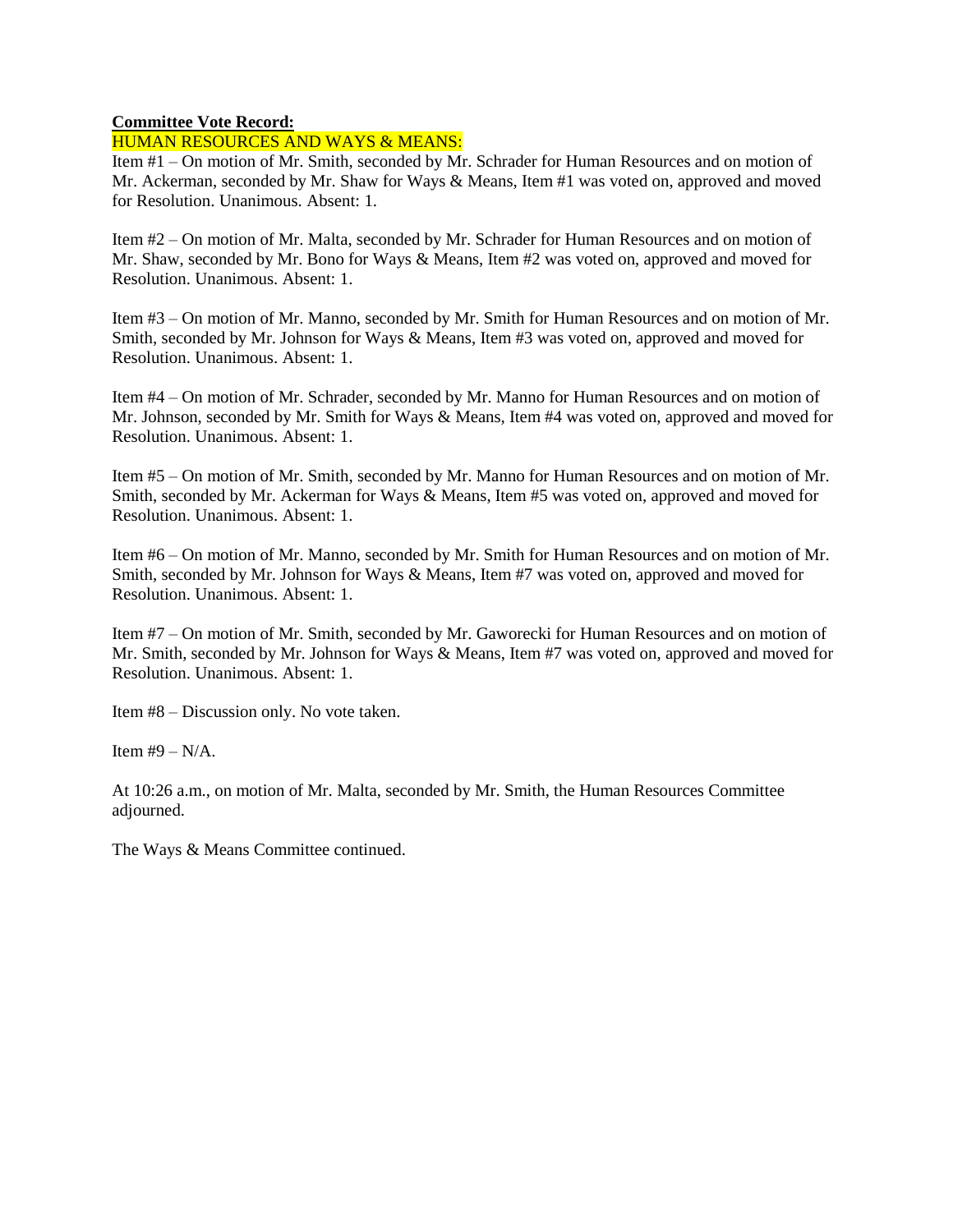**Committee Vote Record:**

HUMAN RESOURCES AND WAYS & MEANS:

Item #1 – On motion of Mr. Smith, seconded by Mr. Schrader for Human Resources and on motion of Mr. Ackerman, seconded by Mr. Shaw for Ways & Means, Item #1 was voted on, approved and moved for Resolution. Unanimous. Absent: 1.

Item #2 – On motion of Mr. Malta, seconded by Mr. Schrader for Human Resources and on motion of Mr. Shaw, seconded by Mr. Bono for Ways & Means, Item #2 was voted on, approved and moved for Resolution. Unanimous. Absent: 1.

Item #3 – On motion of Mr. Manno, seconded by Mr. Smith for Human Resources and on motion of Mr. Smith, seconded by Mr. Johnson for Ways & Means, Item #3 was voted on, approved and moved for Resolution. Unanimous. Absent: 1.

Item #4 – On motion of Mr. Schrader, seconded by Mr. Manno for Human Resources and on motion of Mr. Johnson, seconded by Mr. Smith for Ways & Means, Item #4 was voted on, approved and moved for Resolution. Unanimous. Absent: 1.

Item #5 – On motion of Mr. Smith, seconded by Mr. Manno for Human Resources and on motion of Mr. Smith, seconded by Mr. Ackerman for Ways & Means, Item #5 was voted on, approved and moved for Resolution. Unanimous. Absent: 1.

Item #6 – On motion of Mr. Manno, seconded by Mr. Smith for Human Resources and on motion of Mr. Smith, seconded by Mr. Johnson for Ways & Means, Item #7 was voted on, approved and moved for Resolution. Unanimous. Absent: 1.

Item #7 – On motion of Mr. Smith, seconded by Mr. Gaworecki for Human Resources and on motion of Mr. Smith, seconded by Mr. Johnson for Ways & Means, Item #7 was voted on, approved and moved for Resolution. Unanimous. Absent: 1.

Item #8 – Discussion only. No vote taken.

Item #9 – N/A.

At 10:26 a.m., on motion of Mr. Malta, seconded by Mr. Smith, the Human Resources Committee adjourned.

The Ways & Means Committee continued.